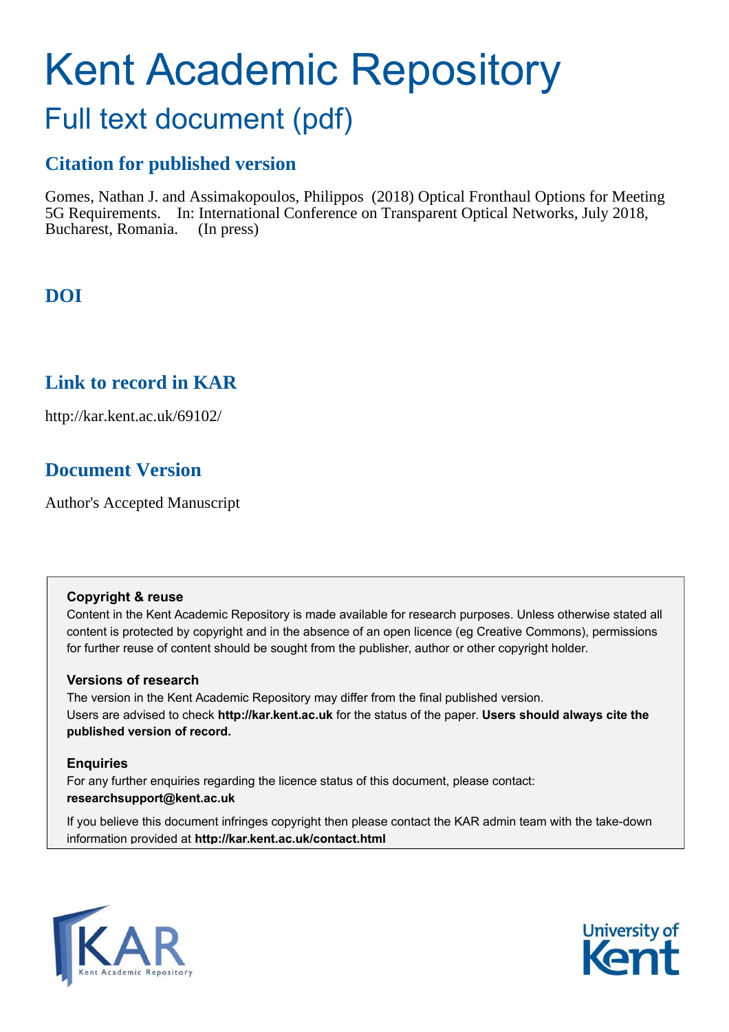# Kent Academic Repository

## Full text document (pdf)

### Citation for published version

Gomes, Nathan J. and Assimakopoulos, Philippos (2018) Optical Fronthaul Options for Meeting 5G Requirements. In: International Conference on Transparent Optical Networks, July 2018, Bucharest, Romania. (In press)

### DOI

### Link to record in KAR

http://kar.kent.ac.uk/69102/

### Document Version

Author's Accepted Manuscript

**Copyright & reuse**

Content in the Kent Academic Repository is made available for research purposes. Unless otherwise stated all content is protected by copyright and in the absence of an open licence (eg Creative Commons), permissions for further reuse of content should be sought from the publisher, author or other copyright holder.

**Versions of research**

The version in the Kent Academic Repository may differ from the final published version. Users are advised to check **http://kar.kent.ac.uk** for the status of the paper. **Users should always cite the published version of record.**

**Enquiries**

For any further enquiries regarding the licence status of this document, please contact: **researchsupport@kent.ac.uk**

If you believe this document infringes copyright then please contact the KAR admin team with the take-down information provided at **http://kar.kent.ac.uk/contact.html**

KAR Kent Academic Repository

University of Kent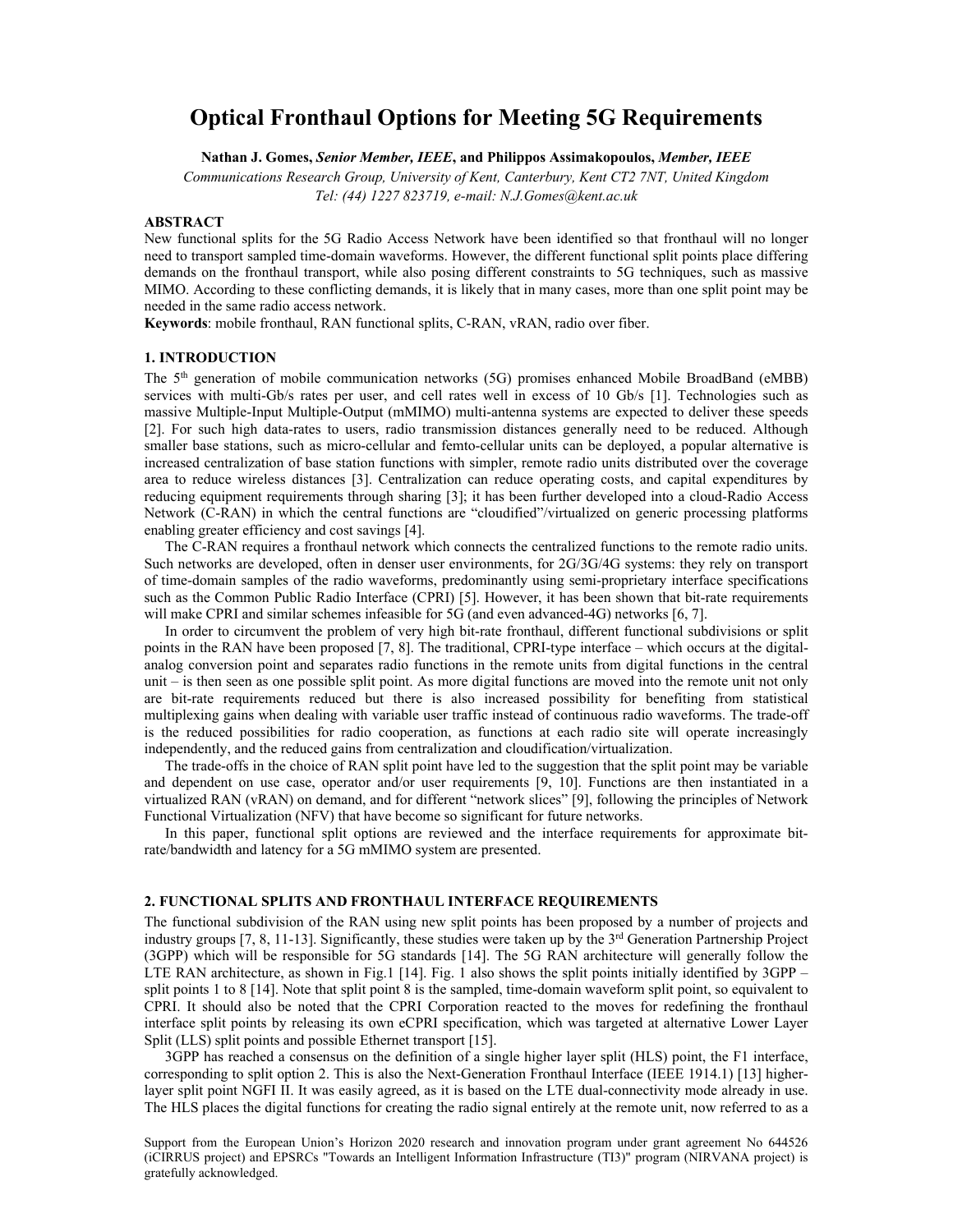# Optical Fronthaul Options for Meeting 5G Requirements

**Nathan J. Gomes,** ***Senior Member, IEEE*****, and Philippos Assimakopoulos,** ***Member, IEEE***

*Communications Research Group, University of Kent, Canterbury, Kent CT2 7NT, United Kingdom*

*Tel: (44) 1227 823719, e-mail: N.J.Gomes@kent.ac.uk*

### ABSTRACT

New functional splits for the 5G Radio Access Network have been identified so that fronthaul will no longer need to transport sampled time-domain waveforms. However, the different functional split points place differing demands on the fronthaul transport, while also posing different constraints to 5G techniques, such as massive MIMO. According to these conflicting demands, it is likely that in many cases, more than one split point may be needed in the same radio access network.

**Keywords**: mobile fronthaul, RAN functional splits, C-RAN, vRAN, radio over fiber.

## 1. INTRODUCTION

The 5th generation of mobile communication networks (5G) promises enhanced Mobile BroadBand (eMBB) services with multi-Gb/s rates per user, and cell rates well in excess of 10 Gb/s [1]. Technologies such as massive Multiple-Input Multiple-Output (mMIMO) multi-antenna systems are expected to deliver these speeds [2]. For such high data-rates to users, radio transmission distances generally need to be reduced. Although smaller base stations, such as micro-cellular and femto-cellular units can be deployed, a popular alternative is increased centralization of base station functions with simpler, remote radio units distributed over the coverage area to reduce wireless distances [3]. Centralization can reduce operating costs, and capital expenditures by reducing equipment requirements through sharing [3]; it has been further developed into a cloud-Radio Access Network (C-RAN) in which the central functions are "cloudified"/virtualized on generic processing platforms enabling greater efficiency and cost savings [4].

The C-RAN requires a fronthaul network which connects the centralized functions to the remote radio units. Such networks are developed, often in denser user environments, for 2G/3G/4G systems: they rely on transport of time-domain samples of the radio waveforms, predominantly using semi-proprietary interface specifications such as the Common Public Radio Interface (CPRI) [5]. However, it has been shown that bit-rate requirements will make CPRI and similar schemes infeasible for 5G (and even advanced-4G) networks [6, 7].

In order to circumvent the problem of very high bit-rate fronthaul, different functional subdivisions or split points in the RAN have been proposed [7, 8]. The traditional, CPRI-type interface – which occurs at the digital-analog conversion point and separates radio functions in the remote units from digital functions in the central unit – is then seen as one possible split point. As more digital functions are moved into the remote unit not only are bit-rate requirements reduced but there is also increased possibility for benefiting from statistical multiplexing gains when dealing with variable user traffic instead of continuous radio waveforms. The trade-off is the reduced possibilities for radio cooperation, as functions at each radio site will operate increasingly independently, and the reduced gains from centralization and cloudification/virtualization.

The trade-offs in the choice of RAN split point have led to the suggestion that the split point may be variable and dependent on use case, operator and/or user requirements [9, 10]. Functions are then instantiated in a virtualized RAN (vRAN) on demand, and for different "network slices" [9], following the principles of Network Functional Virtualization (NFV) that have become so significant for future networks.

In this paper, functional split options are reviewed and the interface requirements for approximate bit-rate/bandwidth and latency for a 5G mMIMO system are presented.

## 2. FUNCTIONAL SPLITS AND FRONTHAUL INTERFACE REQUIREMENTS

The functional subdivision of the RAN using new split points has been proposed by a number of projects and industry groups [7, 8, 11-13]. Significantly, these studies were taken up by the 3rd Generation Partnership Project (3GPP) which will be responsible for 5G standards [14]. The 5G RAN architecture will generally follow the LTE RAN architecture, as shown in Fig.1 [14]. Fig. 1 also shows the split points initially identified by 3GPP – split points 1 to 8 [14]. Note that split point 8 is the sampled, time-domain waveform split point, so equivalent to CPRI. It should also be noted that the CPRI Corporation reacted to the moves for redefining the fronthaul interface split points by releasing its own eCPRI specification, which was targeted at alternative Lower Layer Split (LLS) split points and possible Ethernet transport [15].

3GPP has reached a consensus on the definition of a single higher layer split (HLS) point, the F1 interface, corresponding to split option 2. This is also the Next-Generation Fronthaul Interface (IEEE 1914.1) [13] higher-layer split point NGFI II. It was easily agreed, as it is based on the LTE dual-connectivity mode already in use. The HLS places the digital functions for creating the radio signal entirely at the remote unit, now referred to as a

Support from the European Union's Horizon 2020 research and innovation program under grant agreement No 644526 (iCIRRUS project) and EPSRCs "Towards an Intelligent Information Infrastructure (TI3)" program (NIRVANA project) is gratefully acknowledged.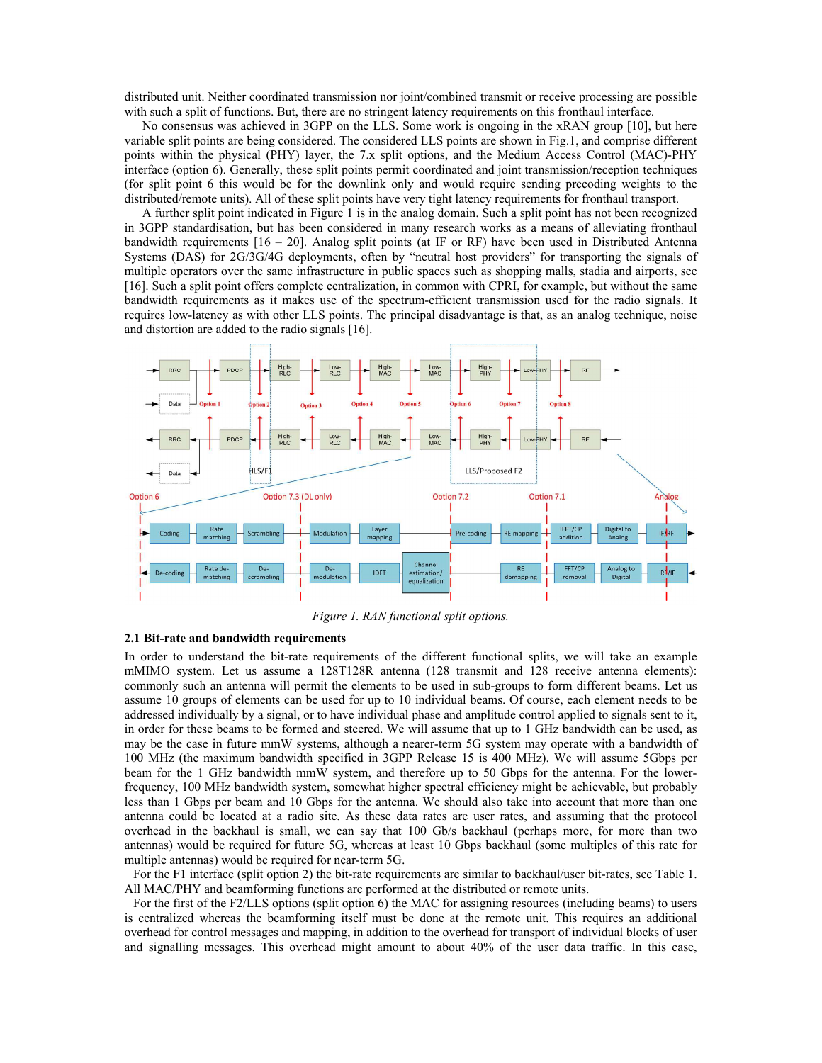distributed unit. Neither coordinated transmission nor joint/combined transmit or receive processing are possible with such a split of functions. But, there are no stringent latency requirements on this fronthaul interface.

No consensus was achieved in 3GPP on the LLS. Some work is ongoing in the xRAN group [10], but here variable split points are being considered. The considered LLS points are shown in Fig.1, and comprise different points within the physical (PHY) layer, the 7.x split options, and the Medium Access Control (MAC)-PHY interface (option 6). Generally, these split points permit coordinated and joint transmission/reception techniques (for split point 6 this would be for the downlink only and would require sending precoding weights to the distributed/remote units). All of these split points have very tight latency requirements for fronthaul transport.

A further split point indicated in Figure 1 is in the analog domain. Such a split point has not been recognized in 3GPP standardisation, but has been considered in many research works as a means of alleviating fronthaul bandwidth requirements [16 – 20]. Analog split points (at IF or RF) have been used in Distributed Antenna Systems (DAS) for 2G/3G/4G deployments, often by "neutral host providers" for transporting the signals of multiple operators over the same infrastructure in public spaces such as shopping malls, stadia and airports, see [16]. Such a split point offers complete centralization, in common with CPRI, for example, but without the same bandwidth requirements as it makes use of the spectrum-efficient transmission used for the radio signals. It requires low-latency as with other LLS points. The principal disadvantage is that, as an analog technique, noise and distortion are added to the radio signals [16].

*Figure 1. RAN functional split options.*

### 2.1 Bit-rate and bandwidth requirements

In order to understand the bit-rate requirements of the different functional splits, we will take an example mMIMO system. Let us assume a 128T128R antenna (128 transmit and 128 receive antenna elements): commonly such an antenna will permit the elements to be used in sub-groups to form different beams. Let us assume 10 groups of elements can be used for up to 10 individual beams. Of course, each element needs to be addressed individually by a signal, or to have individual phase and amplitude control applied to signals sent to it, in order for these beams to be formed and steered. We will assume that up to 1 GHz bandwidth can be used, as may be the case in future mmW systems, although a nearer-term 5G system may operate with a bandwidth of 100 MHz (the maximum bandwidth specified in 3GPP Release 15 is 400 MHz). We will assume 5Gbps per beam for the 1 GHz bandwidth mmW system, and therefore up to 50 Gbps for the antenna. For the lower-frequency, 100 MHz bandwidth system, somewhat higher spectral efficiency might be achievable, but probably less than 1 Gbps per beam and 10 Gbps for the antenna. We should also take into account that more than one antenna could be located at a radio site. As these data rates are user rates, and assuming that the protocol overhead in the backhaul is small, we can say that 100 Gb/s backhaul (perhaps more, for more than two antennas) would be required for future 5G, whereas at least 10 Gbps backhaul (some multiples of this rate for multiple antennas) would be required for near-term 5G.

For the F1 interface (split option 2) the bit-rate requirements are similar to backhaul/user bit-rates, see Table 1. All MAC/PHY and beamforming functions are performed at the distributed or remote units.

For the first of the F2/LLS options (split option 6) the MAC for assigning resources (including beams) to users is centralized whereas the beamforming itself must be done at the remote unit. This requires an additional overhead for control messages and mapping, in addition to the overhead for transport of individual blocks of user and signalling messages. This overhead might amount to about 40% of the user data traffic. In this case,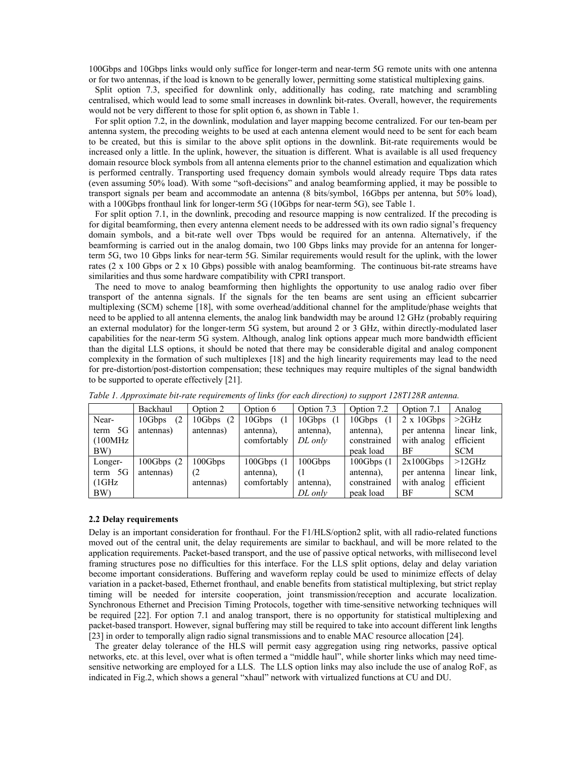100Gbps and 10Gbps links would only suffice for longer-term and near-term 5G remote units with one antenna or for two antennas, if the load is known to be generally lower, permitting some statistical multiplexing gains.

Split option 7.3, specified for downlink only, additionally has coding, rate matching and scrambling centralised, which would lead to some small increases in downlink bit-rates. Overall, however, the requirements would not be very different to those for split option 6, as shown in Table 1.

For split option 7.2, in the downlink, modulation and layer mapping become centralized. For our ten-beam per antenna system, the precoding weights to be used at each antenna element would need to be sent for each beam to be created, but this is similar to the above split options in the downlink. Bit-rate requirements would be increased only a little. In the uplink, however, the situation is different. What is available is all used frequency domain resource block symbols from all antenna elements prior to the channel estimation and equalization which is performed centrally. Transporting used frequency domain symbols would already require Tbps data rates (even assuming 50% load). With some "soft-decisions" and analog beamforming applied, it may be possible to transport signals per beam and accommodate an antenna (8 bits/symbol, 16Gbps per antenna, but 50% load), with a 100Gbps fronthaul link for longer-term 5G (10Gbps for near-term 5G), see Table 1.

For split option 7.1, in the downlink, precoding and resource mapping is now centralized. If the precoding is for digital beamforming, then every antenna element needs to be addressed with its own radio signal's frequency domain symbols, and a bit-rate well over Tbps would be required for an antenna. Alternatively, if the beamforming is carried out in the analog domain, two 100 Gbps links may provide for an antenna for longer-term 5G, two 10 Gbps links for near-term 5G. Similar requirements would result for the uplink, with the lower rates (2 x 100 Gbps or 2 x 10 Gbps) possible with analog beamforming. The continuous bit-rate streams have similarities and thus some hardware compatibility with CPRI transport.

The need to move to analog beamforming then highlights the opportunity to use analog radio over fiber transport of the antenna signals. If the signals for the ten beams are sent using an efficient subcarrier multiplexing (SCM) scheme [18], with some overhead/additional channel for the amplitude/phase weights that need to be applied to all antenna elements, the analog link bandwidth may be around 12 GHz (probably requiring an external modulator) for the longer-term 5G system, but around 2 or 3 GHz, within directly-modulated laser capabilities for the near-term 5G system. Although, analog link options appear much more bandwidth efficient than the digital LLS options, it should be noted that there may be considerable digital and analog component complexity in the formation of such multiplexes [18] and the high linearity requirements may lead to the need for pre-distortion/post-distortion compensation; these techniques may require multiples of the signal bandwidth to be supported to operate effectively [21].

*Table 1. Approximate bit-rate requirements of links (for each direction) to support 128T128R antenna.*

| | Backhaul | Option 2 | Option 6 | Option 7.3 | Option 7.2 | Option 7.1 | Analog |
|---|---|---|---|---|---|---|---|
| Near-term 5G (100MHz BW) | 10Gbps (2 antennas) | 10Gbps (2 antennas) | 10Gbps (1 antenna), comfortably | 10Gbps (1 antenna), *DL only* | 10Gbps (1 antenna), constrained peak load | 2 x 10Gbps per antenna with analog BF | >2GHz linear link, efficient SCM |
| Longer-term 5G (1GHz BW) | 100Gbps (2 antennas) | 100Gbps (2 antennas) | 100Gbps (1 antenna), comfortably | 100Gbps (1 antenna), *DL only* | 100Gbps (1 antenna), constrained peak load | 2x100Gbps per antenna with analog BF | >12GHz linear link, efficient SCM |

**2.2 Delay requirements**

Delay is an important consideration for fronthaul. For the F1/HLS/option2 split, with all radio-related functions moved out of the central unit, the delay requirements are similar to backhaul, and will be more related to the application requirements. Packet-based transport, and the use of passive optical networks, with millisecond level framing structures pose no difficulties for this interface. For the LLS split options, delay and delay variation become important considerations. Buffering and waveform replay could be used to minimize effects of delay variation in a packet-based, Ethernet fronthaul, and enable benefits from statistical multiplexing, but strict replay timing will be needed for intersite cooperation, joint transmission/reception and accurate localization. Synchronous Ethernet and Precision Timing Protocols, together with time-sensitive networking techniques will be required [22]. For option 7.1 and analog transport, there is no opportunity for statistical multiplexing and packet-based transport. However, signal buffering may still be required to take into account different link lengths [23] in order to temporally align radio signal transmissions and to enable MAC resource allocation [24].

The greater delay tolerance of the HLS will permit easy aggregation using ring networks, passive optical networks, etc. at this level, over what is often termed a "middle haul", while shorter links which may need time-sensitive networking are employed for a LLS. The LLS option links may also include the use of analog RoF, as indicated in Fig.2, which shows a general "xhaul" network with virtualized functions at CU and DU.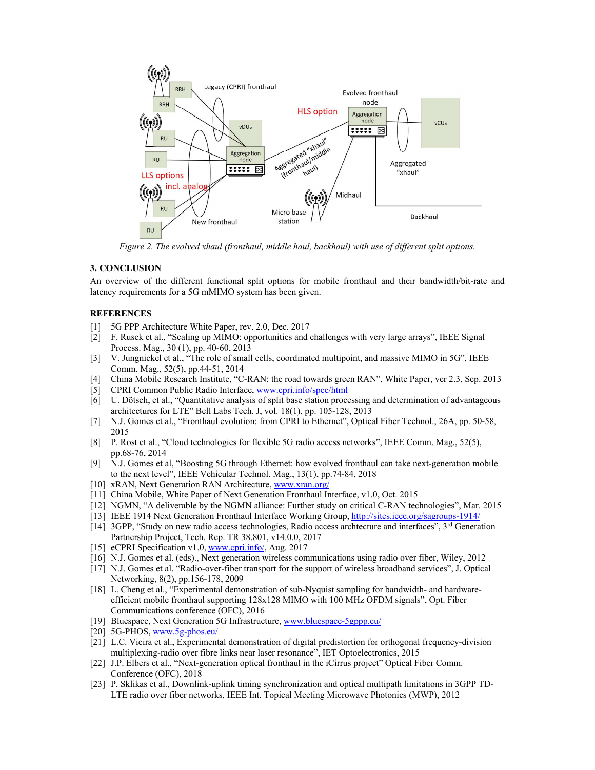Legacy (CPRI) fronthaul

RRH

RRH

RU

RU

LLS options

incl. analog

RU

RU

vDUs

Aggregation node

New fronthaul

HLS option

Aggregated "xhaul" (fronthaul/middle haul)

Evolved fronthaul node

Aggregation node

vCUs

Aggregated "xhaul"

Midhaul

Micro base station

Backhaul

*Figure 2. The evolved xhaul (fronthaul, middle haul, backhaul) with use of different split options.*

### 3. CONCLUSION

An overview of the different functional split options for mobile fronthaul and their bandwidth/bit-rate and latency requirements for a 5G mMIMO system has been given.

### REFERENCES

[1] 5G PPP Architecture White Paper, rev. 2.0, Dec. 2017

[2] F. Rusek et al., "Scaling up MIMO: opportunities and challenges with very large arrays", IEEE Signal Process. Mag., 30 (1), pp. 40-60, 2013

[3] V. Jungnickel et al., "The role of small cells, coordinated multipoint, and massive MIMO in 5G", IEEE Comm. Mag., 52(5), pp.44-51, 2014

[4] China Mobile Research Institute, "C-RAN: the road towards green RAN", White Paper, ver 2.3, Sep. 2013

[5] CPRI Common Public Radio Interface, www.cpri.info/spec/html

[6] U. Dötsch, et al., "Quantitative analysis of split base station processing and determination of advantageous architectures for LTE" Bell Labs Tech. J, vol. 18(1), pp. 105-128, 2013

[7] N.J. Gomes et al., "Fronthaul evolution: from CPRI to Ethernet", Optical Fiber Technol., 26A, pp. 50-58, 2015

[8] P. Rost et al., "Cloud technologies for flexible 5G radio access networks", IEEE Comm. Mag., 52(5), pp.68-76, 2014

[9] N.J. Gomes et al, "Boosting 5G through Ethernet: how evolved fronthaul can take next-generation mobile to the next level", IEEE Vehicular Technol. Mag., 13(1), pp.74-84, 2018

[10] xRAN, Next Generation RAN Architecture, www.xran.org/

[11] China Mobile, White Paper of Next Generation Fronthaul Interface, v1.0, Oct. 2015

[12] NGMN, "A deliverable by the NGMN alliance: Further study on critical C-RAN technologies", Mar. 2015

[13] IEEE 1914 Next Generation Fronthaul Interface Working Group, http://sites.ieee.org/sagroups-1914/

[14] 3GPP, "Study on new radio access technologies, Radio access archtecture and interfaces", 3rd Generation Partnership Project, Tech. Rep. TR 38.801, v14.0.0, 2017

[15] eCPRI Specification v1.0, www.cpri.info/, Aug. 2017

[16] N.J. Gomes et al. (eds)., Next generation wireless communications using radio over fiber, Wiley, 2012

[17] N.J. Gomes et al. "Radio-over-fiber transport for the support of wireless broadband services", J. Optical Networking, 8(2), pp.156-178, 2009

[18] L. Cheng et al., "Experimental demonstration of sub-Nyquist sampling for bandwidth- and hardware-efficient mobile fronthaul supporting 128x128 MIMO with 100 MHz OFDM signals", Opt. Fiber Communications conference (OFC), 2016

[19] Bluespace, Next Generation 5G Infrastructure, www.bluespace-5gppp.eu/

[20] 5G-PHOS, www.5g-phos.eu/

[21] L.C. Vieira et al., Experimental demonstration of digital predistortion for orthogonal frequency-division multiplexing-radio over fibre links near laser resonance", IET Optoelectronics, 2015

[22] J.P. Elbers et al., "Next-generation optical fronthaul in the iCirrus project" Optical Fiber Comm. Conference (OFC), 2018

[23] P. Sklikas et al., Downlink-uplink timing synchronization and optical multipath limitations in 3GPP TD-LTE radio over fiber networks, IEEE Int. Topical Meeting Microwave Photonics (MWP), 2012